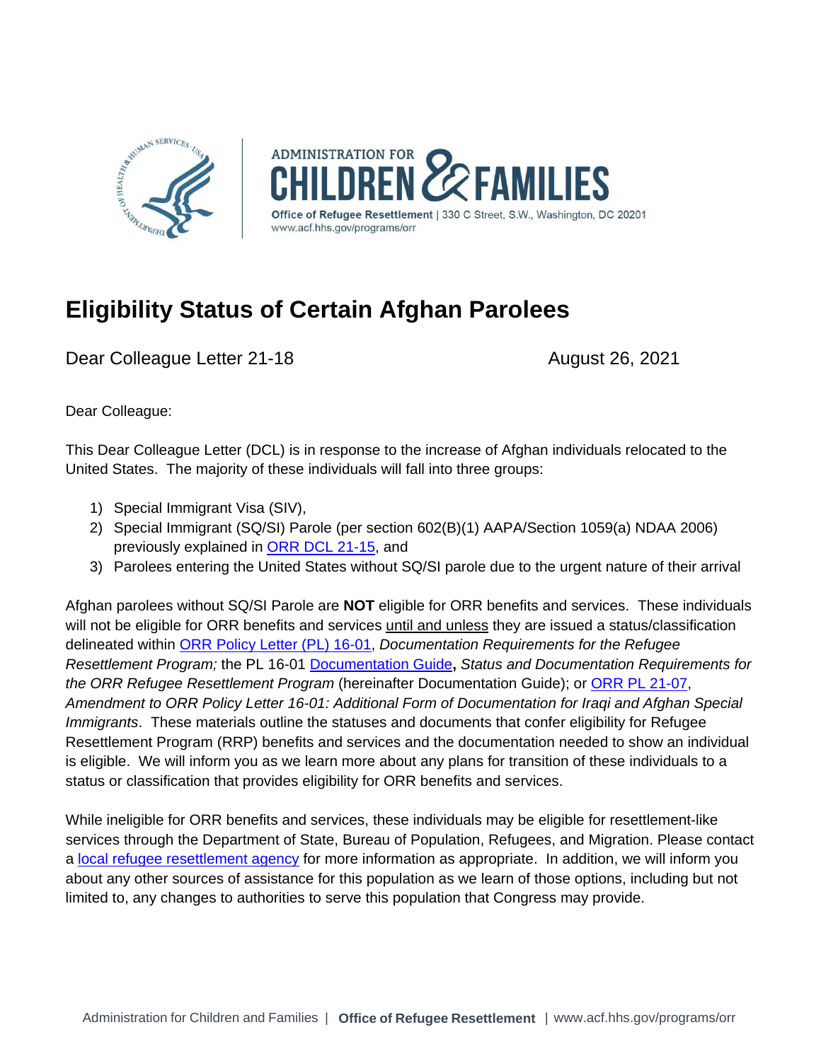ADMINISTRATION FOR CHILDREN & FAMILIES

Office of Refugee Resettlement | 330 C Street, S.W., Washington, DC 20201
www.acf.hhs.gov/programs/orr

# Eligibility Status of Certain Afghan Parolees

Dear Colleague Letter 21-18 August 26, 2021

Dear Colleague:

This Dear Colleague Letter (DCL) is in response to the increase of Afghan individuals relocated to the United States. The majority of these individuals will fall into three groups:

1) Special Immigrant Visa (SIV),
2) Special Immigrant (SQ/SI) Parole (per section 602(B)(1) AAPA/Section 1059(a) NDAA 2006) previously explained in ORR DCL 21-15, and
3) Parolees entering the United States without SQ/SI parole due to the urgent nature of their arrival

Afghan parolees without SQ/SI Parole are **NOT** eligible for ORR benefits and services. These individuals will not be eligible for ORR benefits and services until and unless they are issued a status/classification delineated within ORR Policy Letter (PL) 16-01, *Documentation Requirements for the Refugee Resettlement Program;* the PL 16-01 Documentation Guide**,** *Status and Documentation Requirements for the ORR Refugee Resettlement Program* (hereinafter Documentation Guide); or ORR PL 21-07, *Amendment to ORR Policy Letter 16-01: Additional Form of Documentation for Iraqi and Afghan Special Immigrants*. These materials outline the statuses and documents that confer eligibility for Refugee Resettlement Program (RRP) benefits and services and the documentation needed to show an individual is eligible. We will inform you as we learn more about any plans for transition of these individuals to a status or classification that provides eligibility for ORR benefits and services.

While ineligible for ORR benefits and services, these individuals may be eligible for resettlement-like services through the Department of State, Bureau of Population, Refugees, and Migration. Please contact a local refugee resettlement agency for more information as appropriate. In addition, we will inform you about any other sources of assistance for this population as we learn of those options, including but not limited to, any changes to authorities to serve this population that Congress may provide.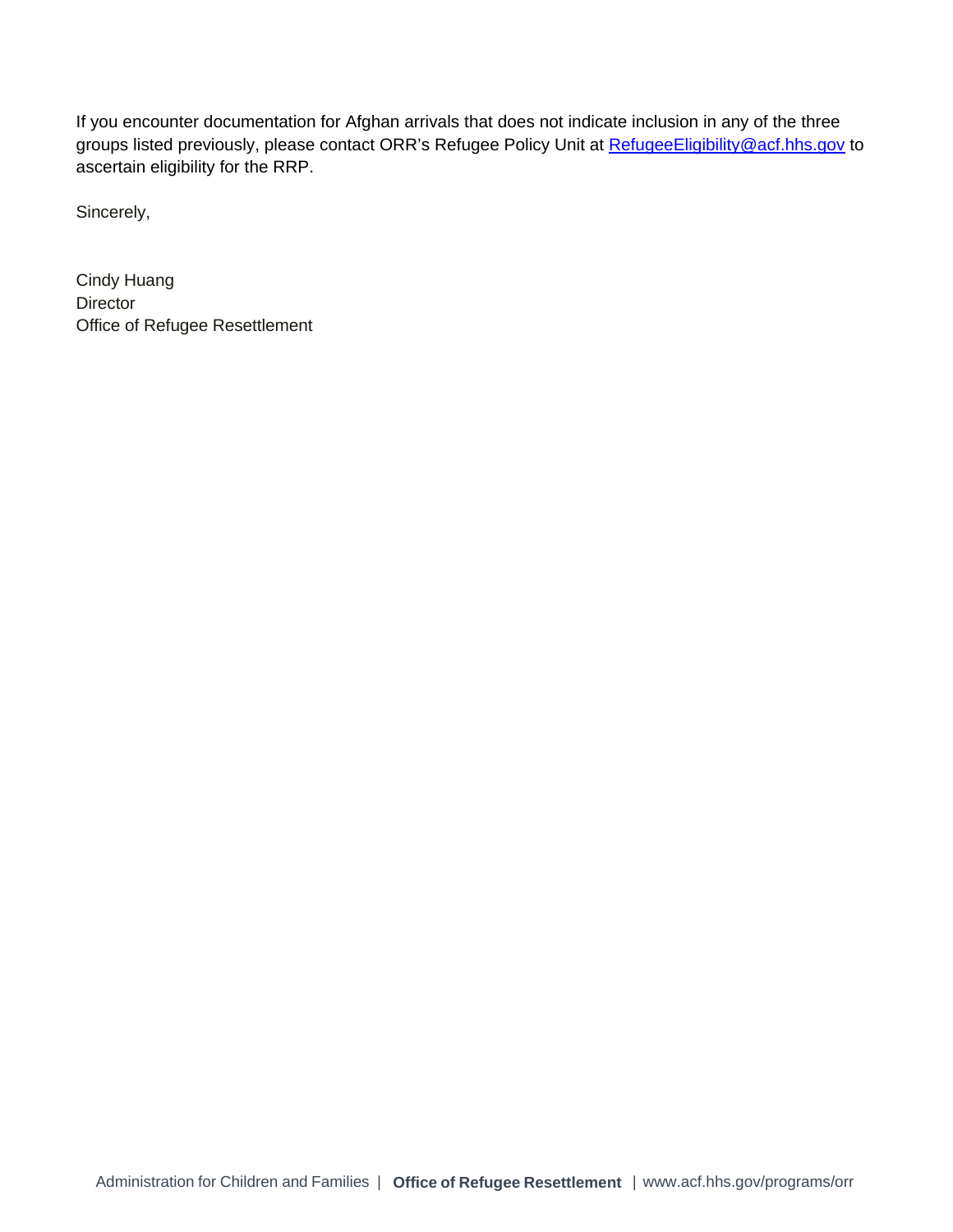If you encounter documentation for Afghan arrivals that does not indicate inclusion in any of the three groups listed previously, please contact ORR's Refugee Policy Unit at [RefugeeEligibility@acf.hhs.gov](mailto:RefugeeEligibility@acf.hhs.gov) to ascertain eligibility for the RRP.

Sincerely,

Cindy Huang
Director
Office of Refugee Resettlement